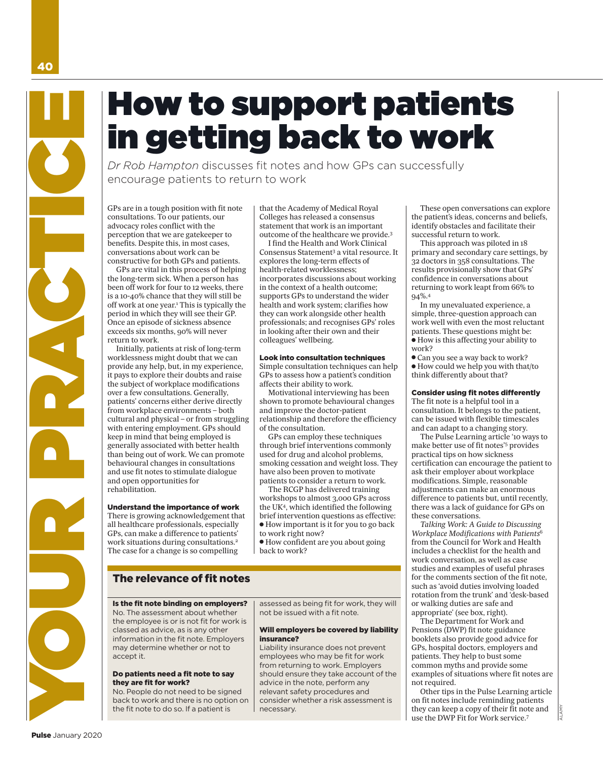# How to support patients in getting back to work

*Dr Rob Hampton* discusses fit notes and how GPs can successfully encourage patients to return to work

GPs are in a tough position with fit note consultations. To our patients, our advocacy roles conflict with the perception that we are gatekeeper to benefits. Despite this, in most cases, conversations about work can be constructive for both GPs and patients.

GPs are vital in this process of helping the long-term sick. When a person has been off work for four to 12 weeks, there is a 10-40% chance that they will still be off work at one year.[1] This is typically the period in which they will see their GP. Once an episode of sickness absence exceeds six months, 90% will never return to work.

Initially, patients at risk of long-term worklessness might doubt that we can provide any help, but, in my experience, it pays to explore their doubts and raise the subject of workplace modifications over a few consultations. Generally, patients' concerns either derive directly from workplace environments – both cultural and physical – or from struggling with entering employment. GPs should keep in mind that being employed is generally associated with better health than being out of work. We can promote behavioural changes in consultations and use fit notes to stimulate dialogue and open opportunities for rehabilitation.

### Understand the importance of work

There is growing acknowledgement that all healthcare professionals, especially GPs, can make a difference to patients' work situations during consultations.[2] The case for a change is so compelling that the Academy of Medical Royal Colleges has released a consensus statement that work is an important outcome of the healthcare we provide.[3]

I find the Health and Work Clinical Consensus Statement[3] a vital resource. It explores the long-term effects of health-related worklessness; incorporates discussions about working in the context of a health outcome; supports GPs to understand the wider health and work system; clarifies how they can work alongside other health professionals; and recognises GPs' roles in looking after their own and their colleagues' wellbeing.

### Look into consultation techniques

Simple consultation techniques can help GPs to assess how a patient's condition affects their ability to work.

Motivational interviewing has been shown to promote behavioural changes and improve the doctor-patient relationship and therefore the efficiency of the consultation.

GPs can employ these techniques through brief interventions commonly used for drug and alcohol problems, smoking cessation and weight loss. They have also been proven to motivate patients to consider a return to work.

The RCGP has delivered training workshops to almost 3,000 GPs across the UK[4], which identified the following brief intervention questions as effective:

- How important is it for you to go back to work right now?
- How confident are you about going back to work?

These open conversations can explore the patient's ideas, concerns and beliefs, identify obstacles and facilitate their successful return to work.

This approach was piloted in 18 primary and secondary care settings, by 32 doctors in 358 consultations. The results provisionally show that GPs' confidence in conversations about returning to work leapt from 66% to 94%.[4]

In my unevaluated experience, a simple, three-question approach can work well with even the most reluctant patients. These questions might be:

- How is this affecting your ability to work?
- Can you see a way back to work?
- How could we help you with that/to think differently about that?

### Consider using fit notes differently

The fit note is a helpful tool in a consultation. It belongs to the patient, can be issued with flexible timescales and can adapt to a changing story.

The Pulse Learning article '10 ways to make better use of fit notes'[5] provides practical tips on how sickness certification can encourage the patient to ask their employer about workplace modifications. Simple, reasonable adjustments can make an enormous difference to patients but, until recently, there was a lack of guidance for GPs on these conversations.

*Talking Work: A Guide to Discussing Workplace Modifications with Patients*[6] from the Council for Work and Health includes a checklist for the health and work conversation, as well as case studies and examples of useful phrases for the comments section of the fit note, such as 'avoid duties involving loaded rotation from the trunk' and 'desk-based or walking duties are safe and appropriate' (see box, right).

The Department for Work and Pensions (DWP) fit note guidance booklets also provide good advice for GPs, hospital doctors, employers and patients. They help to bust some common myths and provide some examples of situations where fit notes are not required.

Other tips in the Pulse Learning article on fit notes include reminding patients they can keep a copy of their fit note and use the DWP Fit for Work service.[7]

## The relevance of fit notes

**Is the fit note binding on employers?**
No. The assessment about whether the employee is or is not fit for work is classed as advice, as is any other information in the fit note. Employers may determine whether or not to accept it.

**Do patients need a fit note to say they are fit for work?**
No. People do not need to be signed back to work and there is no option on the fit note to do so. If a patient is assessed as being fit for work, they will not be issued with a fit note.

**Will employers be covered by liability insurance?**
Liability insurance does not prevent employees who may be fit for work from returning to work. Employers should ensure they take account of the advice in the note, perform any relevant safety procedures and consider whether a risk assessment is necessary.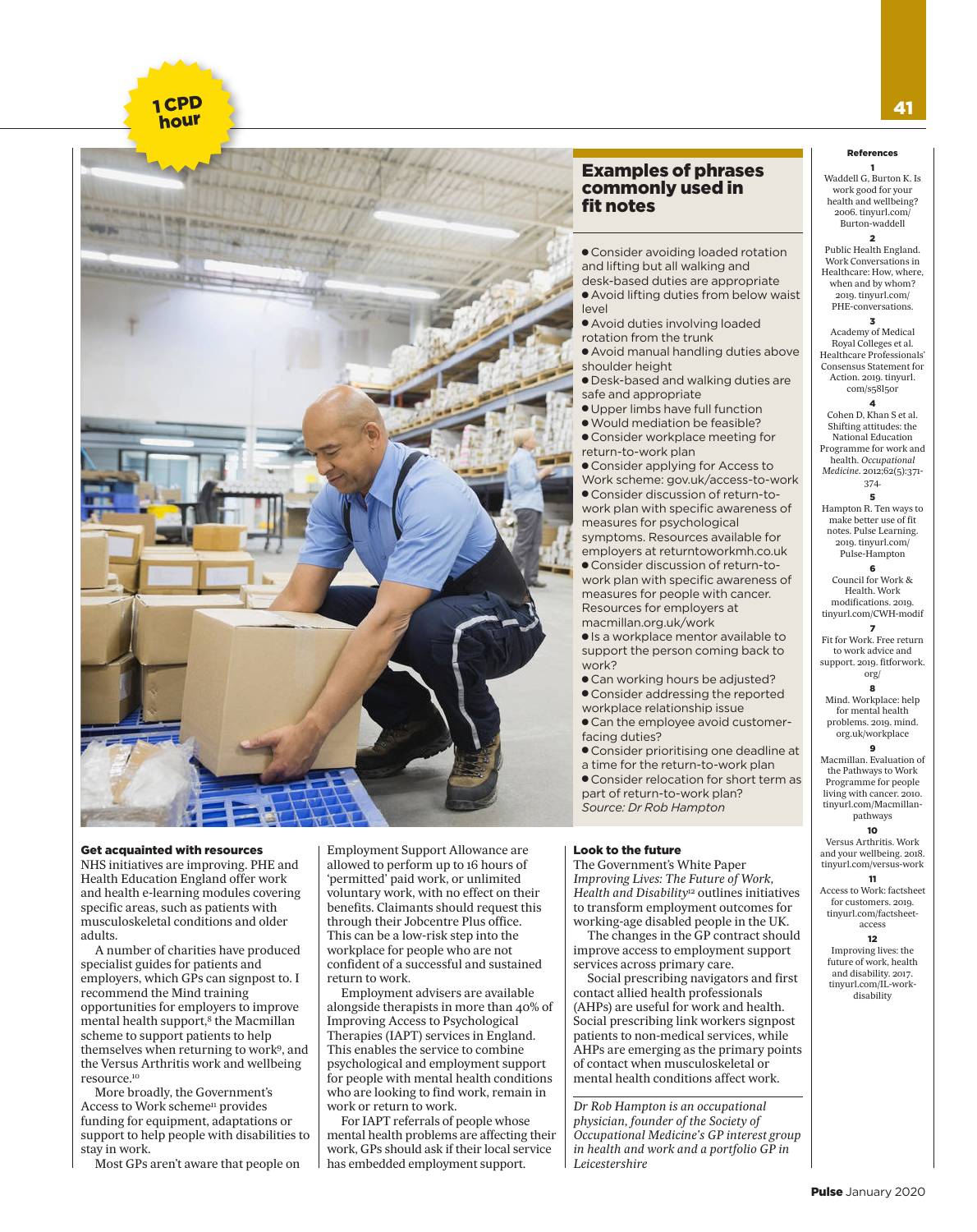1 CPD hour

## Examples of phrases commonly used in fit notes

- Consider avoiding loaded rotation and lifting but all walking and desk-based duties are appropriate
- Avoid lifting duties from below waist level
- Avoid duties involving loaded rotation from the trunk
- Avoid manual handling duties above shoulder height
- Desk-based and walking duties are safe and appropriate
- Upper limbs have full function
- Would mediation be feasible?
- Consider workplace meeting for return-to-work plan
- Consider applying for Access to Work scheme: gov.uk/access-to-work
- Consider discussion of return-to-work plan with specific awareness of measures for psychological symptoms. Resources available for employers at returntoworkmh.co.uk
- Consider discussion of return-to-work plan with specific awareness of measures for people with cancer. Resources for employers at macmillan.org.uk/work
- Is a workplace mentor available to support the person coming back to work?
- Can working hours be adjusted?
- Consider addressing the reported workplace relationship issue
- Can the employee avoid customer-facing duties?
- Consider prioritising one deadline at a time for the return-to-work plan
- Consider relocation for short term as part of return-to-work plan?

*Source: Dr Rob Hampton*

**Get acquainted with resources**

NHS initiatives are improving. PHE and Health Education England offer work and health e-learning modules covering specific areas, such as patients with musculoskeletal conditions and older adults.

A number of charities have produced specialist guides for patients and employers, which GPs can signpost to. I recommend the Mind training opportunities for employers to improve mental health support,[8] the Macmillan scheme to support patients to help themselves when returning to work[9], and the Versus Arthritis work and wellbeing resource.[10]

More broadly, the Government's Access to Work scheme[11] provides funding for equipment, adaptations or support to help people with disabilities to stay in work.

Most GPs aren't aware that people on Employment Support Allowance are allowed to perform up to 16 hours of 'permitted' paid work, or unlimited voluntary work, with no effect on their benefits. Claimants should request this through their Jobcentre Plus office. This can be a low-risk step into the workplace for people who are not confident of a successful and sustained return to work.

Employment advisers are available alongside therapists in more than 40% of Improving Access to Psychological Therapies (IAPT) services in England. This enables the service to combine psychological and employment support for people with mental health conditions who are looking to find work, remain in work or return to work.

For IAPT referrals of people whose mental health problems are affecting their work, GPs should ask if their local service has embedded employment support.

**Look to the future**

The Government's White Paper *Improving Lives: The Future of Work, Health and Disability*[12] outlines initiatives to transform employment outcomes for working-age disabled people in the UK.

The changes in the GP contract should improve access to employment support services across primary care.

Social prescribing navigators and first contact allied health professionals (AHPs) are useful for work and health. Social prescribing link workers signpost patients to non-medical services, while AHPs are emerging as the primary points of contact when musculoskeletal or mental health conditions affect work.

*Dr Rob Hampton is an occupational physician, founder of the Society of Occupational Medicine's GP interest group in health and work and a portfolio GP in Leicestershire*

**References**

1. Waddell G, Burton K. Is work good for your health and wellbeing? 2006. tinyurl.com/Burton-waddell
2. Public Health England. Work Conversations in Healthcare: How, where, when and by whom? 2019. tinyurl.com/PHE-conversations.
3. Academy of Medical Royal Colleges et al. Healthcare Professionals' Consensus Statement for Action. 2019. tinyurl.com/s58l5or
4. Cohen D, Khan S et al. Shifting attitudes: the National Education Programme for work and health. *Occupational Medicine*. 2012;62(5):371-374.
5. Hampton R. Ten ways to make better use of fit notes. Pulse Learning. 2019. tinyurl.com/Pulse-Hampton
6. Council for Work & Health. Work modifications. 2019. tinyurl.com/CWH-modif
7. Fit for Work. Free return to work advice and support. 2019. fitforwork.org/
8. Mind. Workplace: help for mental health problems. 2019. mind.org.uk/workplace
9. Macmillan. Evaluation of the Pathways to Work Programme for people living with cancer. 2010. tinyurl.com/Macmillan-pathways
10. Versus Arthritis. Work and your wellbeing. 2018. tinyurl.com/versus-work
11. Access to Work: factsheet for customers. 2019. tinyurl.com/factsheet-access
12. Improving lives: the future of work, health and disability. 2017. tinyurl.com/IL-work-disability